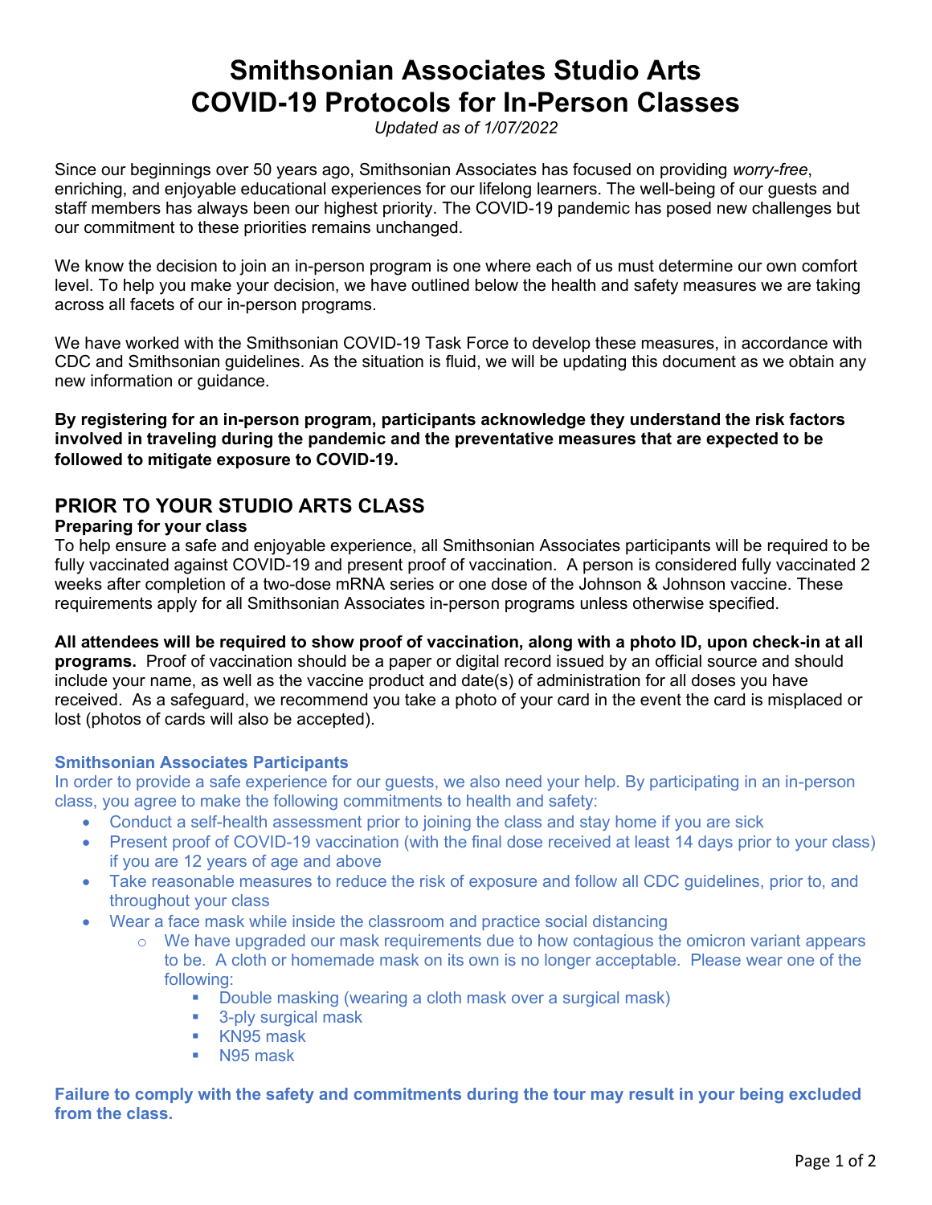# Smithsonian Associates Studio Arts
# COVID-19 Protocols for In-Person Classes

*Updated as of 1/07/2022*

Since our beginnings over 50 years ago, Smithsonian Associates has focused on providing *worry-free*, enriching, and enjoyable educational experiences for our lifelong learners. The well-being of our guests and staff members has always been our highest priority. The COVID-19 pandemic has posed new challenges but our commitment to these priorities remains unchanged.

We know the decision to join an in-person program is one where each of us must determine our own comfort level. To help you make your decision, we have outlined below the health and safety measures we are taking across all facets of our in-person programs.

We have worked with the Smithsonian COVID-19 Task Force to develop these measures, in accordance with CDC and Smithsonian guidelines. As the situation is fluid, we will be updating this document as we obtain any new information or guidance.

**By registering for an in-person program, participants acknowledge they understand the risk factors involved in traveling during the pandemic and the preventative measures that are expected to be followed to mitigate exposure to COVID-19.**

## PRIOR TO YOUR STUDIO ARTS CLASS

### Preparing for your class

To help ensure a safe and enjoyable experience, all Smithsonian Associates participants will be required to be fully vaccinated against COVID-19 and present proof of vaccination. A person is considered fully vaccinated 2 weeks after completion of a two-dose mRNA series or one dose of the Johnson & Johnson vaccine. These requirements apply for all Smithsonian Associates in-person programs unless otherwise specified.

**All attendees will be required to show proof of vaccination, along with a photo ID, upon check-in at all programs.** Proof of vaccination should be a paper or digital record issued by an official source and should include your name, as well as the vaccine product and date(s) of administration for all doses you have received. As a safeguard, we recommend you take a photo of your card in the event the card is misplaced or lost (photos of cards will also be accepted).

### Smithsonian Associates Participants

In order to provide a safe experience for our guests, we also need your help. By participating in an in-person class, you agree to make the following commitments to health and safety:

- Conduct a self-health assessment prior to joining the class and stay home if you are sick
- Present proof of COVID-19 vaccination (with the final dose received at least 14 days prior to your class) if you are 12 years of age and above
- Take reasonable measures to reduce the risk of exposure and follow all CDC guidelines, prior to, and throughout your class
- Wear a face mask while inside the classroom and practice social distancing
  - We have upgraded our mask requirements due to how contagious the omicron variant appears to be. A cloth or homemade mask on its own is no longer acceptable. Please wear one of the following:
    - Double masking (wearing a cloth mask over a surgical mask)
    - 3-ply surgical mask
    - KN95 mask
    - N95 mask

**Failure to comply with the safety and commitments during the tour may result in your being excluded from the class.**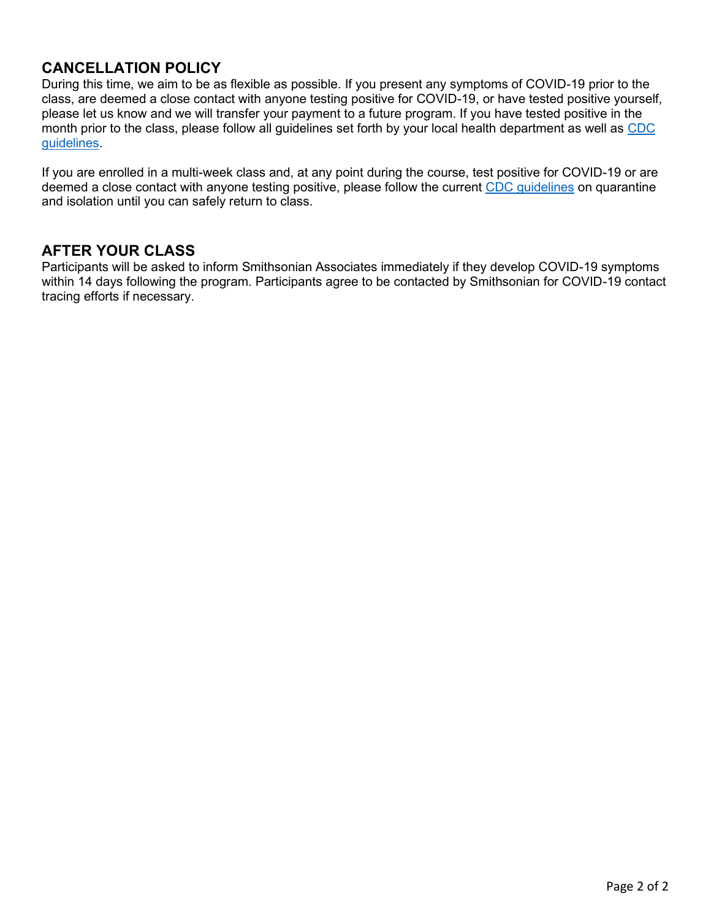## CANCELLATION POLICY

During this time, we aim to be as flexible as possible. If you present any symptoms of COVID-19 prior to the class, are deemed a close contact with anyone testing positive for COVID-19, or have tested positive yourself, please let us know and we will transfer your payment to a future program. If you have tested positive in the month prior to the class, please follow all guidelines set forth by your local health department as well as CDC guidelines.

If you are enrolled in a multi-week class and, at any point during the course, test positive for COVID-19 or are deemed a close contact with anyone testing positive, please follow the current CDC guidelines on quarantine and isolation until you can safely return to class.

## AFTER YOUR CLASS

Participants will be asked to inform Smithsonian Associates immediately if they develop COVID-19 symptoms within 14 days following the program. Participants agree to be contacted by Smithsonian for COVID-19 contact tracing efforts if necessary.